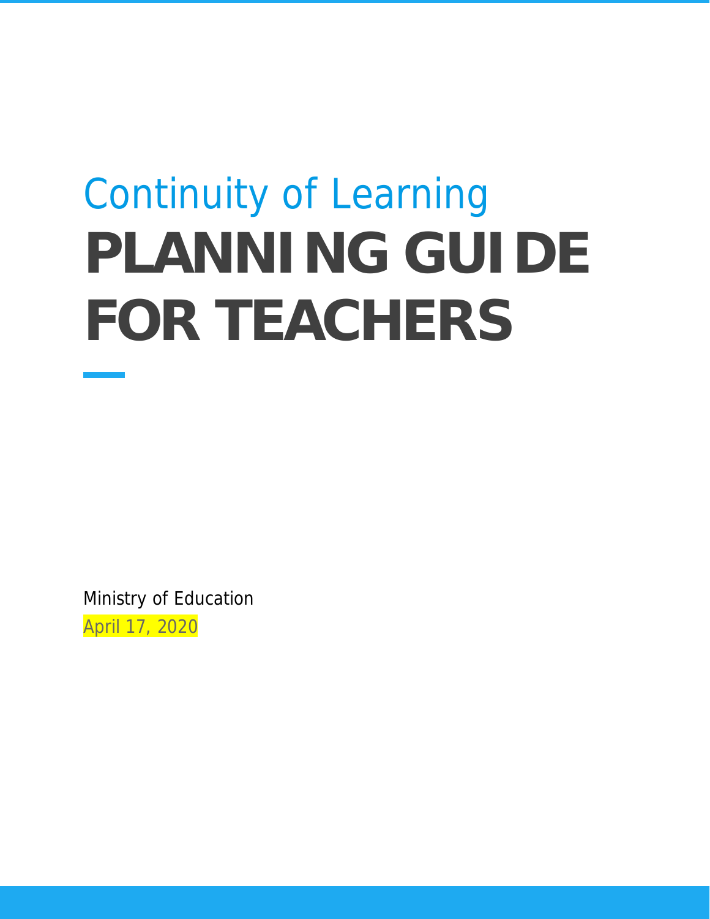Continuity of Learning

# PLANNING GUIDE FOR TEACHERS

Ministry of Education

April 17, 2020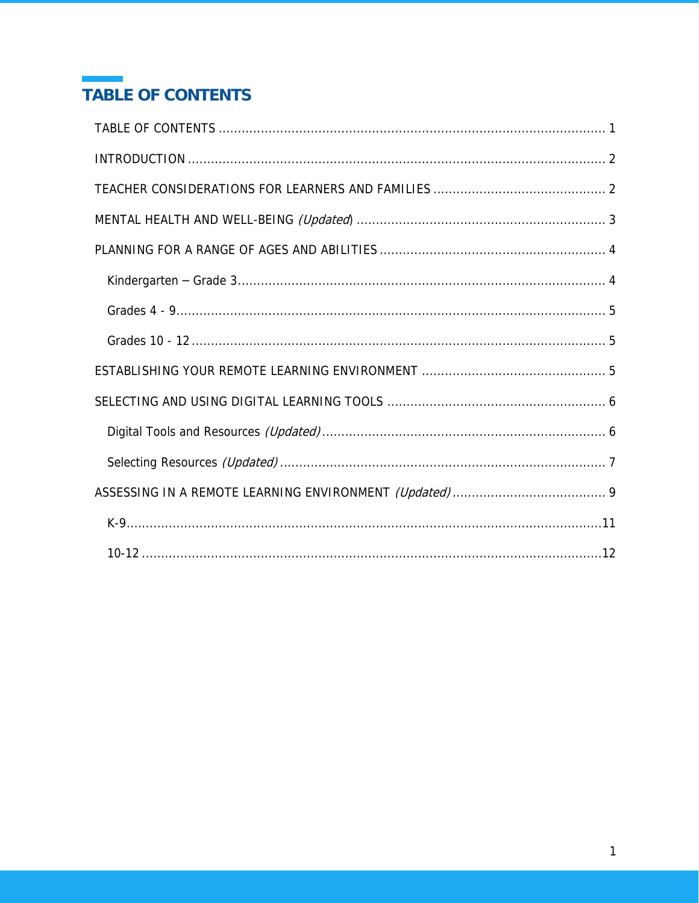# TABLE OF CONTENTS

TABLE OF CONTENTS ........................................................................................................ 1

INTRODUCTION ................................................................................................................ 2

TEACHER CONSIDERATIONS FOR LEARNERS AND FAMILIES ............................................ 2

MENTAL HEALTH AND WELL-BEING *(Updated)* ................................................................ 3

PLANNING FOR A RANGE OF AGES AND ABILITIES .......................................................... 4

- Kindergarten – Grade 3 ................................................................................................ 4
- Grades 4 - 9 .................................................................................................................. 5
- Grades 10 - 12 .............................................................................................................. 5

ESTABLISHING YOUR REMOTE LEARNING ENVIRONMENT ................................................ 5

SELECTING AND USING DIGITAL LEARNING TOOLS ......................................................... 6

- Digital Tools and Resources *(Updated)* ....................................................................... 6
- Selecting Resources *(Updated)* .................................................................................... 7

ASSESSING IN A REMOTE LEARNING ENVIRONMENT *(Updated)* ........................................ 9

- K-9 ............................................................................................................................. 11
- 10-12 .......................................................................................................................... 12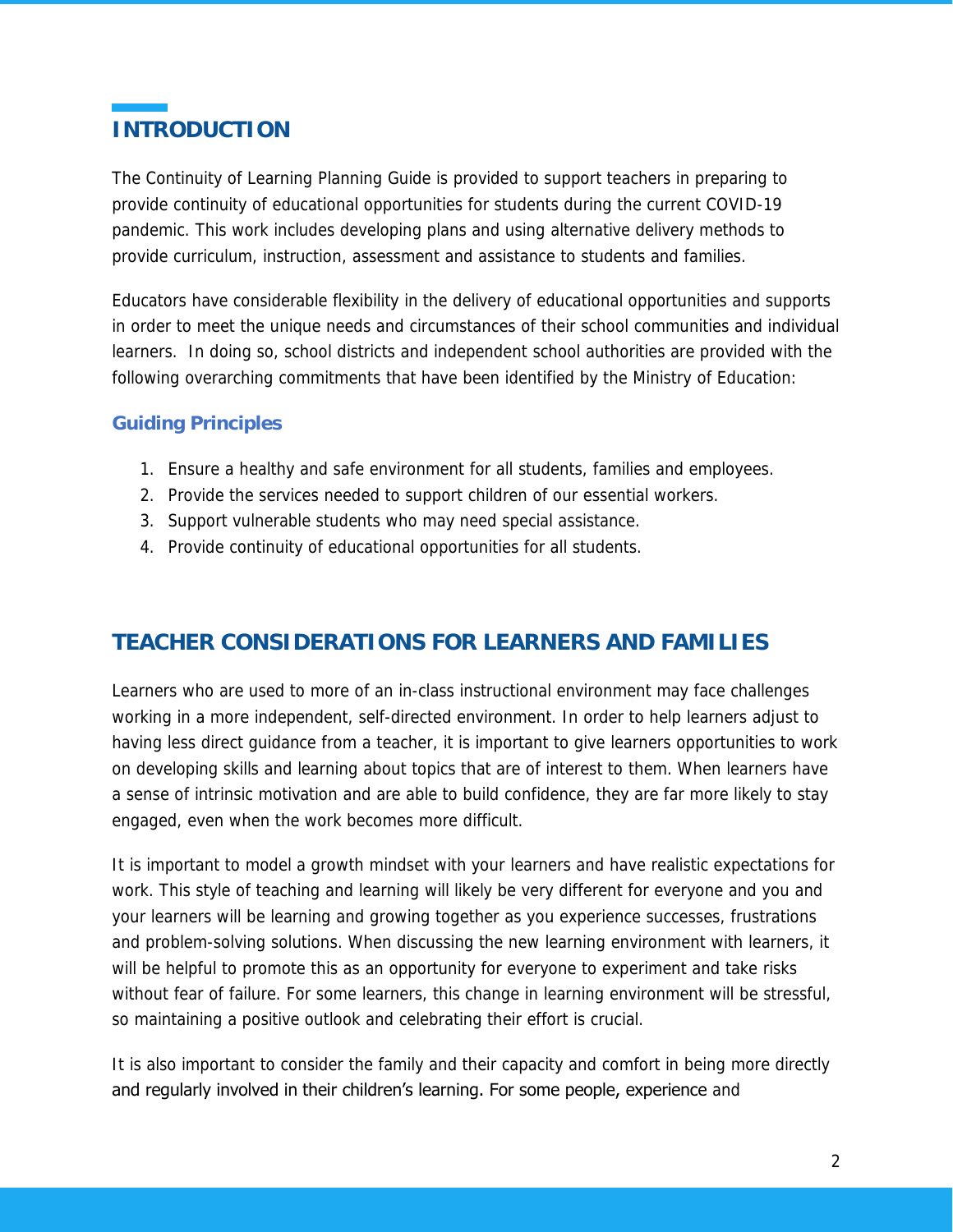## INTRODUCTION

The Continuity of Learning Planning Guide is provided to support teachers in preparing to provide continuity of educational opportunities for students during the current COVID-19 pandemic. This work includes developing plans and using alternative delivery methods to provide curriculum, instruction, assessment and assistance to students and families.

Educators have considerable flexibility in the delivery of educational opportunities and supports in order to meet the unique needs and circumstances of their school communities and individual learners. In doing so, school districts and independent school authorities are provided with the following overarching commitments that have been identified by the Ministry of Education:

### Guiding Principles

1. Ensure a healthy and safe environment for all students, families and employees.
2. Provide the services needed to support children of our essential workers.
3. Support vulnerable students who may need special assistance.
4. Provide continuity of educational opportunities for all students.

## TEACHER CONSIDERATIONS FOR LEARNERS AND FAMILIES

Learners who are used to more of an in-class instructional environment may face challenges working in a more independent, self-directed environment. In order to help learners adjust to having less direct guidance from a teacher, it is important to give learners opportunities to work on developing skills and learning about topics that are of interest to them. When learners have a sense of intrinsic motivation and are able to build confidence, they are far more likely to stay engaged, even when the work becomes more difficult.

It is important to model a growth mindset with your learners and have realistic expectations for work. This style of teaching and learning will likely be very different for everyone and you and your learners will be learning and growing together as you experience successes, frustrations and problem-solving solutions. When discussing the new learning environment with learners, it will be helpful to promote this as an opportunity for everyone to experiment and take risks without fear of failure. For some learners, this change in learning environment will be stressful, so maintaining a positive outlook and celebrating their effort is crucial.

It is also important to consider the family and their capacity and comfort in being more directly and regularly involved in their children's learning. For some people, experience and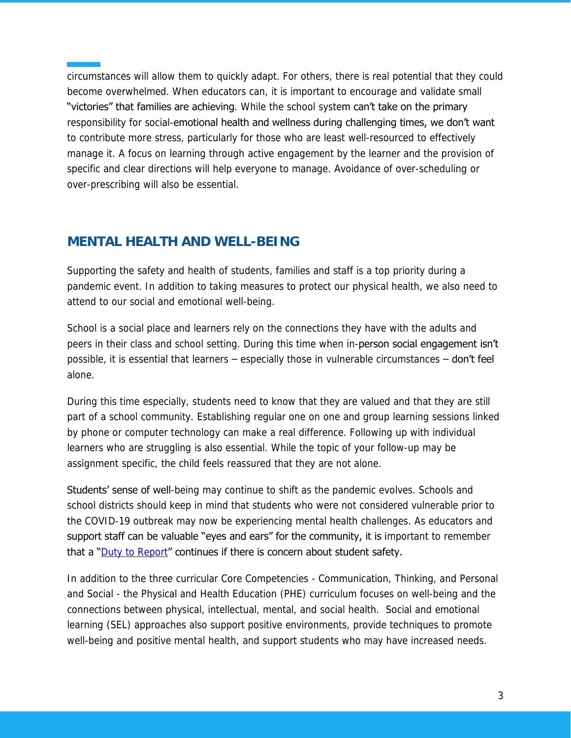circumstances will allow them to quickly adapt. For others, there is real potential that they could become overwhelmed. When educators can, it is important to encourage and validate small "victories" that families are achieving. While the school system can't take on the primary responsibility for social-emotional health and wellness during challenging times, we don't want to contribute more stress, particularly for those who are least well-resourced to effectively manage it. A focus on learning through active engagement by the learner and the provision of specific and clear directions will help everyone to manage. Avoidance of over-scheduling or over-prescribing will also be essential.

## MENTAL HEALTH AND WELL-BEING

Supporting the safety and health of students, families and staff is a top priority during a pandemic event. In addition to taking measures to protect our physical health, we also need to attend to our social and emotional well-being.

School is a social place and learners rely on the connections they have with the adults and peers in their class and school setting. During this time when in-person social engagement isn't possible, it is essential that learners – especially those in vulnerable circumstances – don't feel alone.

During this time especially, students need to know that they are valued and that they are still part of a school community. Establishing regular one on one and group learning sessions linked by phone or computer technology can make a real difference. Following up with individual learners who are struggling is also essential. While the topic of your follow-up may be assignment specific, the child feels reassured that they are not alone.

Students' sense of well-being may continue to shift as the pandemic evolves. Schools and school districts should keep in mind that students who were not considered vulnerable prior to the COVID-19 outbreak may now be experiencing mental health challenges. As educators and support staff can be valuable "eyes and ears" for the community, it is important to remember that a "Duty to Report" continues if there is concern about student safety.

In addition to the three curricular Core Competencies - Communication, Thinking, and Personal and Social - the Physical and Health Education (PHE) curriculum focuses on well-being and the connections between physical, intellectual, mental, and social health. Social and emotional learning (SEL) approaches also support positive environments, provide techniques to promote well-being and positive mental health, and support students who may have increased needs.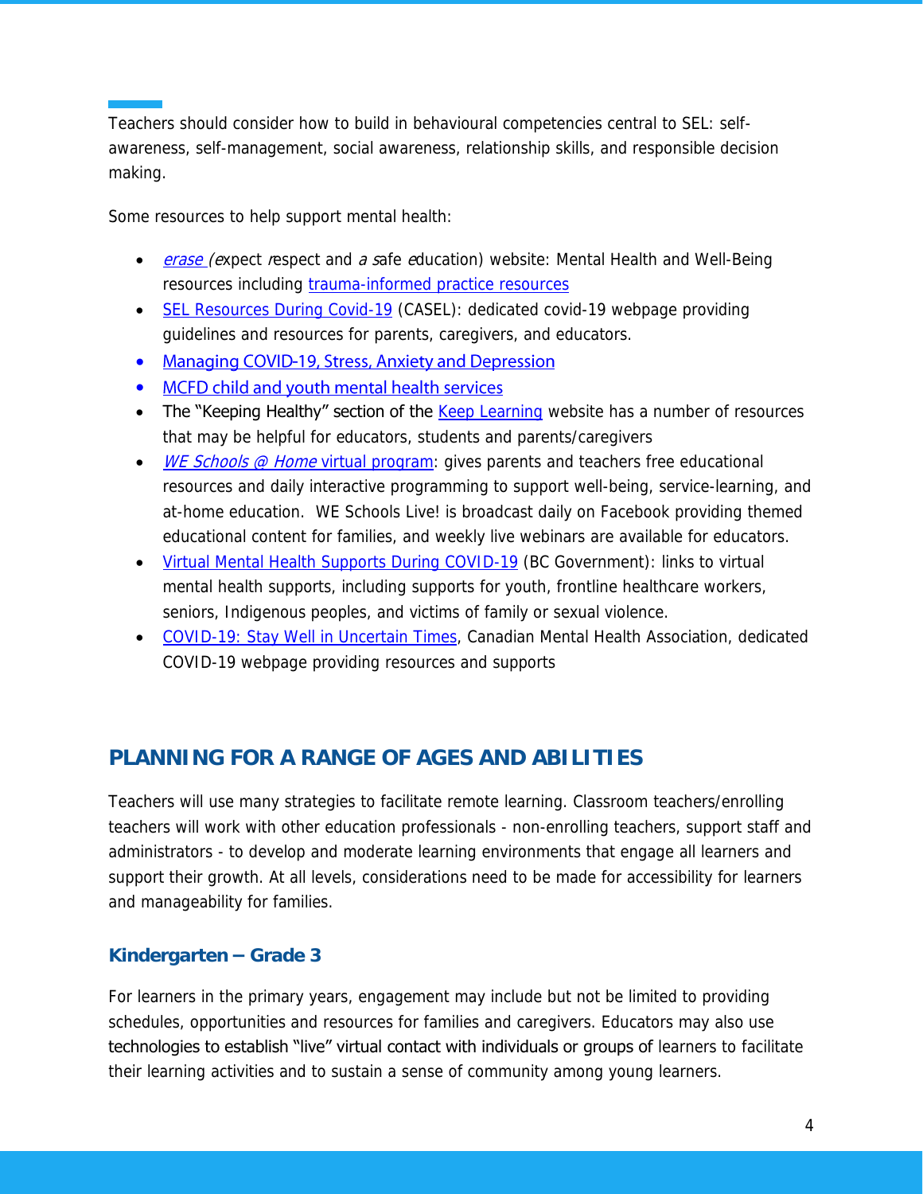Teachers should consider how to build in behavioural competencies central to SEL: self-awareness, self-management, social awareness, relationship skills, and responsible decision making.

Some resources to help support mental health:

- *erase (e*xpect *r*espect and *a s*afe *e*ducation) website: Mental Health and Well-Being resources including trauma-informed practice resources
- SEL Resources During Covid-19 (CASEL): dedicated covid-19 webpage providing guidelines and resources for parents, caregivers, and educators.
- Managing COVID-19, Stress, Anxiety and Depression
- MCFD child and youth mental health services
- The "Keeping Healthy" section of the Keep Learning website has a number of resources that may be helpful for educators, students and parents/caregivers
- *WE Schools @ Home* virtual program: gives parents and teachers free educational resources and daily interactive programming to support well-being, service-learning, and at-home education. WE Schools Live! is broadcast daily on Facebook providing themed educational content for families, and weekly live webinars are available for educators.
- Virtual Mental Health Supports During COVID-19 (BC Government): links to virtual mental health supports, including supports for youth, frontline healthcare workers, seniors, Indigenous peoples, and victims of family or sexual violence.
- COVID-19: Stay Well in Uncertain Times, Canadian Mental Health Association, dedicated COVID-19 webpage providing resources and supports

## PLANNING FOR A RANGE OF AGES AND ABILITIES

Teachers will use many strategies to facilitate remote learning. Classroom teachers/enrolling teachers will work with other education professionals - non-enrolling teachers, support staff and administrators - to develop and moderate learning environments that engage all learners and support their growth. At all levels, considerations need to be made for accessibility for learners and manageability for families.

### Kindergarten – Grade 3

For learners in the primary years, engagement may include but not be limited to providing schedules, opportunities and resources for families and caregivers. Educators may also use technologies to establish "live" virtual contact with individuals or groups of learners to facilitate their learning activities and to sustain a sense of community among young learners.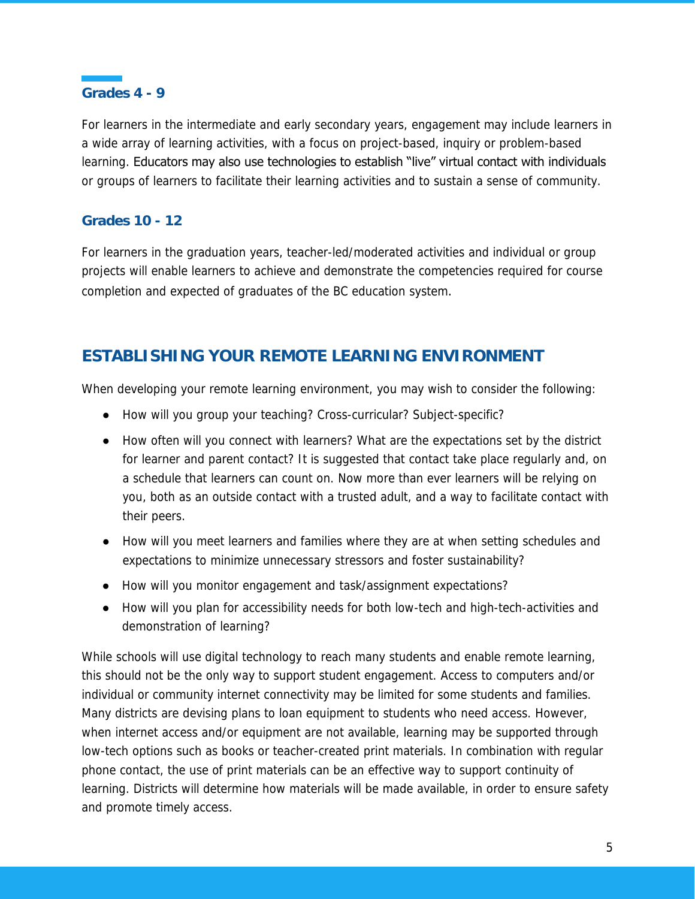### Grades 4 - 9

For learners in the intermediate and early secondary years, engagement may include learners in a wide array of learning activities, with a focus on project-based, inquiry or problem-based learning. Educators may also use technologies to establish "live" virtual contact with individuals or groups of learners to facilitate their learning activities and to sustain a sense of community.

### Grades 10 - 12

For learners in the graduation years, teacher-led/moderated activities and individual or group projects will enable learners to achieve and demonstrate the competencies required for course completion and expected of graduates of the BC education system.

## ESTABLISHING YOUR REMOTE LEARNING ENVIRONMENT

When developing your remote learning environment, you may wish to consider the following:

- How will you group your teaching? Cross-curricular? Subject-specific?
- How often will you connect with learners? What are the expectations set by the district for learner and parent contact? It is suggested that contact take place regularly and, on a schedule that learners can count on. Now more than ever learners will be relying on you, both as an outside contact with a trusted adult, and a way to facilitate contact with their peers.
- How will you meet learners and families where they are at when setting schedules and expectations to minimize unnecessary stressors and foster sustainability?
- How will you monitor engagement and task/assignment expectations?
- How will you plan for accessibility needs for both low-tech and high-tech-activities and demonstration of learning?

While schools will use digital technology to reach many students and enable remote learning, this should not be the only way to support student engagement. Access to computers and/or individual or community internet connectivity may be limited for some students and families. Many districts are devising plans to loan equipment to students who need access. However, when internet access and/or equipment are not available, learning may be supported through low-tech options such as books or teacher-created print materials. In combination with regular phone contact, the use of print materials can be an effective way to support continuity of learning. Districts will determine how materials will be made available, in order to ensure safety and promote timely access.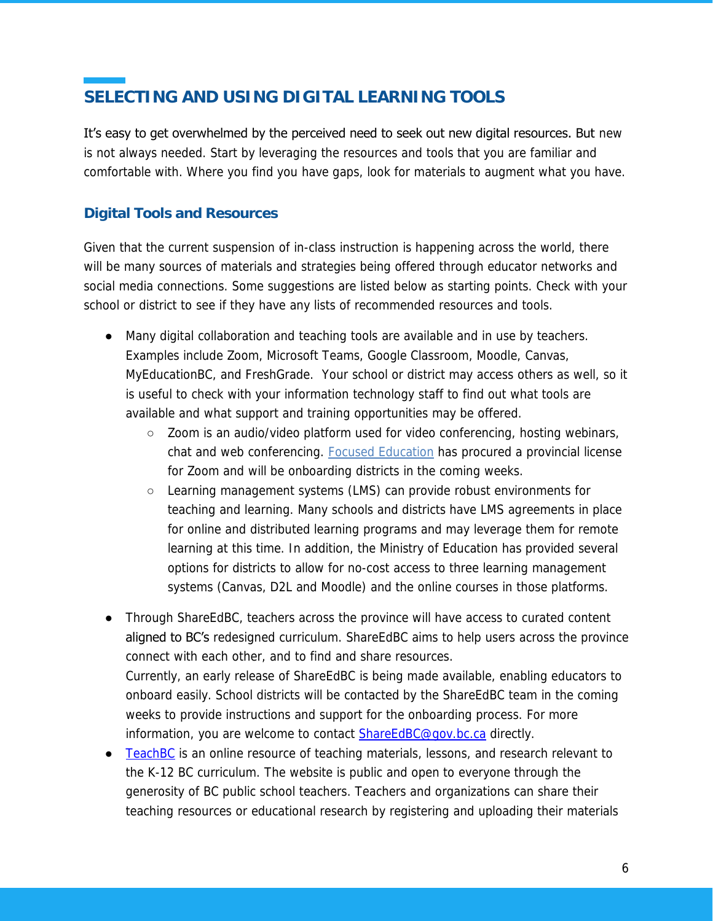## SELECTING AND USING DIGITAL LEARNING TOOLS

It's easy to get overwhelmed by the perceived need to seek out new digital resources. But new is not always needed. Start by leveraging the resources and tools that you are familiar and comfortable with. Where you find you have gaps, look for materials to augment what you have.

### Digital Tools and Resources

Given that the current suspension of in-class instruction is happening across the world, there will be many sources of materials and strategies being offered through educator networks and social media connections. Some suggestions are listed below as starting points. Check with your school or district to see if they have any lists of recommended resources and tools.

- Many digital collaboration and teaching tools are available and in use by teachers. Examples include Zoom, Microsoft Teams, Google Classroom, Moodle, Canvas, MyEducationBC, and FreshGrade. Your school or district may access others as well, so it is useful to check with your information technology staff to find out what tools are available and what support and training opportunities may be offered.
  - Zoom is an audio/video platform used for video conferencing, hosting webinars, chat and web conferencing. Focused Education has procured a provincial license for Zoom and will be onboarding districts in the coming weeks.
  - Learning management systems (LMS) can provide robust environments for teaching and learning. Many schools and districts have LMS agreements in place for online and distributed learning programs and may leverage them for remote learning at this time. In addition, the Ministry of Education has provided several options for districts to allow for no-cost access to three learning management systems (Canvas, D2L and Moodle) and the online courses in those platforms.

- Through ShareEdBC, teachers across the province will have access to curated content aligned to BC's redesigned curriculum. ShareEdBC aims to help users across the province connect with each other, and to find and share resources.
  Currently, an early release of ShareEdBC is being made available, enabling educators to onboard easily. School districts will be contacted by the ShareEdBC team in the coming weeks to provide instructions and support for the onboarding process. For more information, you are welcome to contact ShareEdBC@gov.bc.ca directly.
- TeachBC is an online resource of teaching materials, lessons, and research relevant to the K-12 BC curriculum. The website is public and open to everyone through the generosity of BC public school teachers. Teachers and organizations can share their teaching resources or educational research by registering and uploading their materials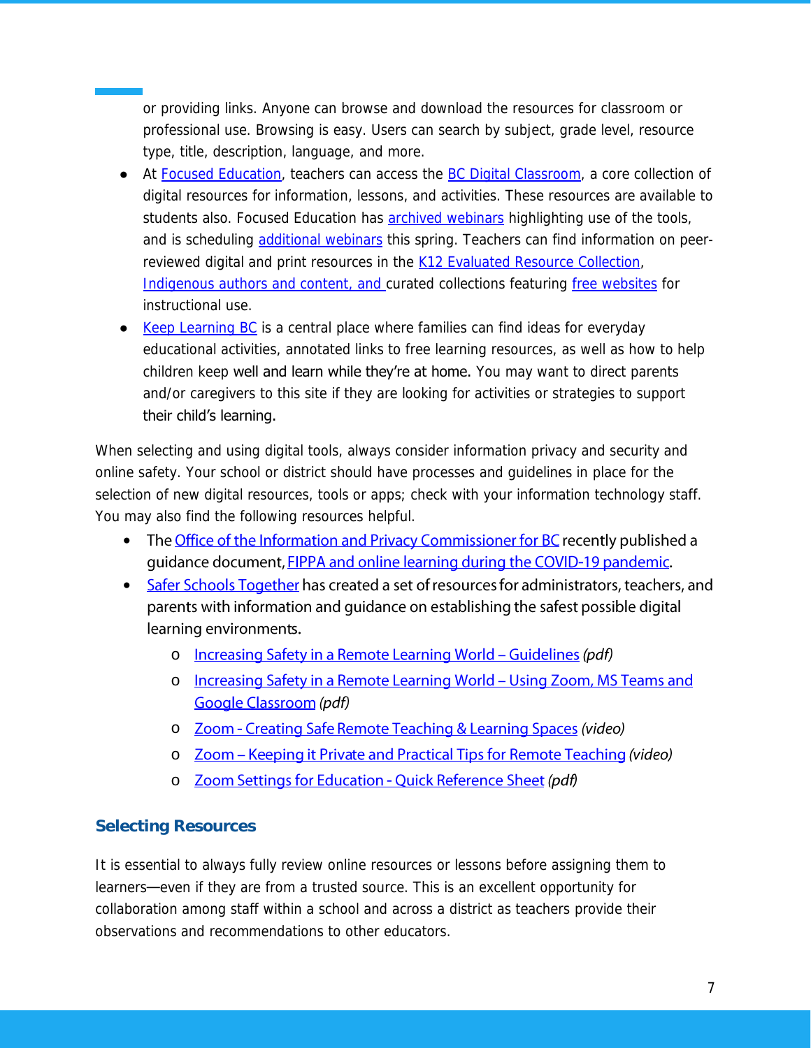or providing links. Anyone can browse and download the resources for classroom or professional use. Browsing is easy. Users can search by subject, grade level, resource type, title, description, language, and more.

- At Focused Education, teachers can access the BC Digital Classroom, a core collection of digital resources for information, lessons, and activities. These resources are available to students also. Focused Education has archived webinars highlighting use of the tools, and is scheduling additional webinars this spring. Teachers can find information on peer-reviewed digital and print resources in the K12 Evaluated Resource Collection, Indigenous authors and content, and curated collections featuring free websites for instructional use.
- Keep Learning BC is a central place where families can find ideas for everyday educational activities, annotated links to free learning resources, as well as how to help children keep well and learn while they're at home. You may want to direct parents and/or caregivers to this site if they are looking for activities or strategies to support their child's learning.

When selecting and using digital tools, always consider information privacy and security and online safety. Your school or district should have processes and guidelines in place for the selection of new digital resources, tools or apps; check with your information technology staff. You may also find the following resources helpful.

- The Office of the Information and Privacy Commissioner for BC recently published a guidance document, FIPPA and online learning during the COVID-19 pandemic.
- Safer Schools Together has created a set of resources for administrators, teachers, and parents with information and guidance on establishing the safest possible digital learning environments.
  - Increasing Safety in a Remote Learning World – Guidelines *(pdf)*
  - Increasing Safety in a Remote Learning World – Using Zoom, MS Teams and Google Classroom *(pdf)*
  - Zoom - Creating Safe Remote Teaching & Learning Spaces *(video)*
  - Zoom – Keeping it Private and Practical Tips for Remote Teaching *(video)*
  - Zoom Settings for Education - Quick Reference Sheet *(pdf)*

## Selecting Resources

It is essential to always fully review online resources or lessons before assigning them to learners—even if they are from a trusted source. This is an excellent opportunity for collaboration among staff within a school and across a district as teachers provide their observations and recommendations to other educators.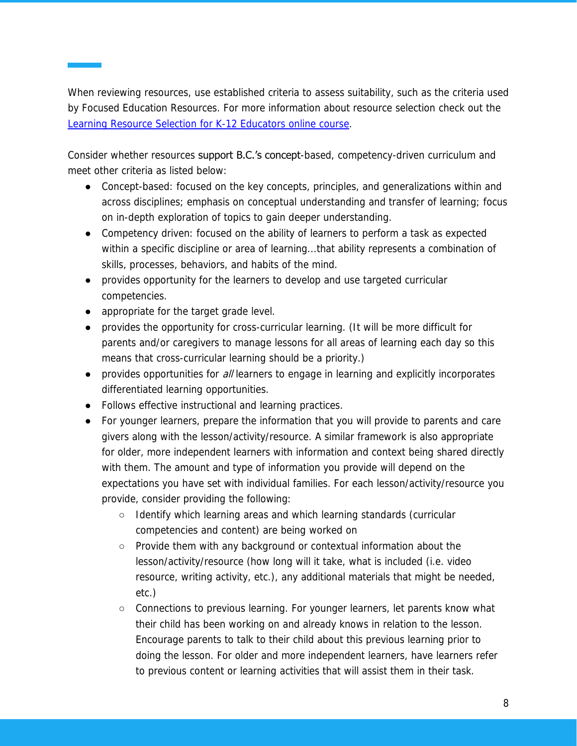When reviewing resources, use established criteria to assess suitability, such as the criteria used by Focused Education Resources. For more information about resource selection check out the [Learning Resource Selection for K-12 Educators online course](#).

Consider whether resources support B.C.'s concept-based, competency-driven curriculum and meet other criteria as listed below:

- Concept-based: focused on the key concepts, principles, and generalizations within and across disciplines; emphasis on conceptual understanding and transfer of learning; focus on in-depth exploration of topics to gain deeper understanding.
- Competency driven: focused on the ability of learners to perform a task as expected within a specific discipline or area of learning…that ability represents a combination of skills, processes, behaviors, and habits of the mind.
- provides opportunity for the learners to develop and use targeted curricular competencies.
- appropriate for the target grade level.
- provides the opportunity for cross-curricular learning. (It will be more difficult for parents and/or caregivers to manage lessons for all areas of learning each day so this means that cross-curricular learning should be a priority.)
- provides opportunities for *all* learners to engage in learning and explicitly incorporates differentiated learning opportunities.
- Follows effective instructional and learning practices.
- For younger learners, prepare the information that you will provide to parents and care givers along with the lesson/activity/resource. A similar framework is also appropriate for older, more independent learners with information and context being shared directly with them. The amount and type of information you provide will depend on the expectations you have set with individual families. For each lesson/activity/resource you provide, consider providing the following:
  - Identify which learning areas and which learning standards (curricular competencies and content) are being worked on
  - Provide them with any background or contextual information about the lesson/activity/resource (how long will it take, what is included (i.e. video resource, writing activity, etc.), any additional materials that might be needed, etc.)
  - Connections to previous learning. For younger learners, let parents know what their child has been working on and already knows in relation to the lesson. Encourage parents to talk to their child about this previous learning prior to doing the lesson. For older and more independent learners, have learners refer to previous content or learning activities that will assist them in their task.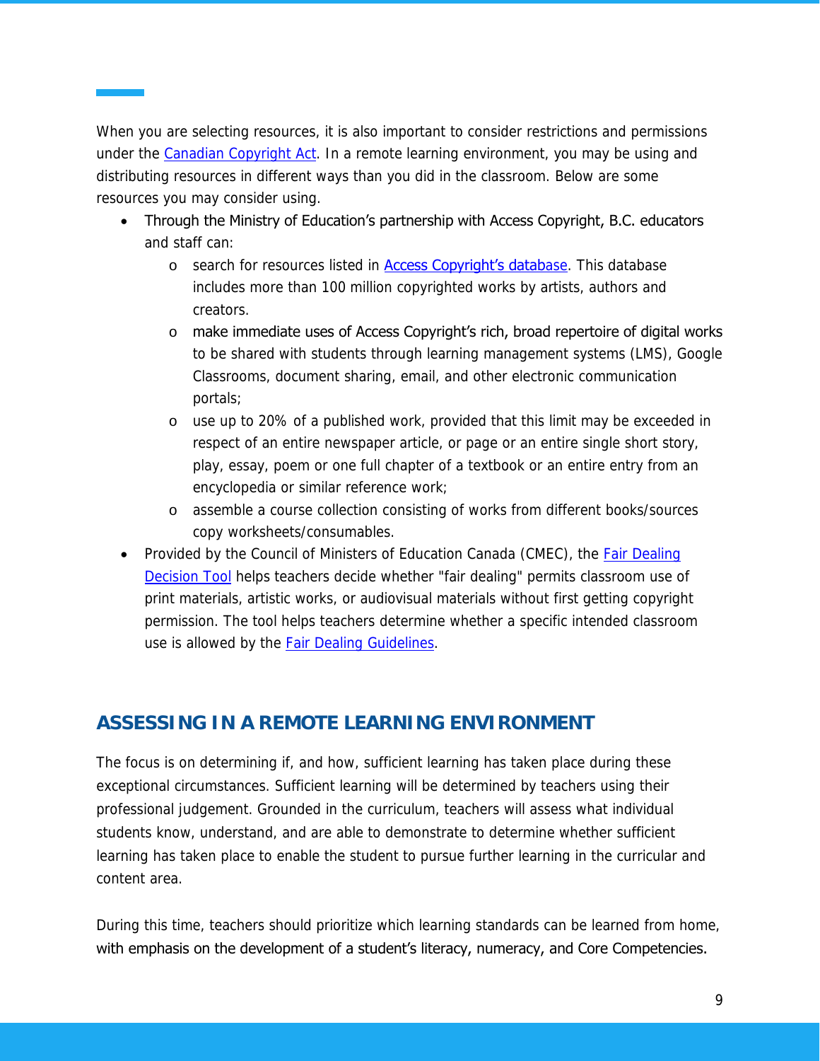When you are selecting resources, it is also important to consider restrictions and permissions under the Canadian Copyright Act. In a remote learning environment, you may be using and distributing resources in different ways than you did in the classroom. Below are some resources you may consider using.

- Through the Ministry of Education's partnership with Access Copyright, B.C. educators and staff can:
  - search for resources listed in Access Copyright's database. This database includes more than 100 million copyrighted works by artists, authors and creators.
  - make immediate uses of Access Copyright's rich, broad repertoire of digital works to be shared with students through learning management systems (LMS), Google Classrooms, document sharing, email, and other electronic communication portals;
  - use up to 20% of a published work, provided that this limit may be exceeded in respect of an entire newspaper article, or page or an entire single short story, play, essay, poem or one full chapter of a textbook or an entire entry from an encyclopedia or similar reference work;
  - assemble a course collection consisting of works from different books/sources copy worksheets/consumables.
- Provided by the Council of Ministers of Education Canada (CMEC), the Fair Dealing Decision Tool helps teachers decide whether "fair dealing" permits classroom use of print materials, artistic works, or audiovisual materials without first getting copyright permission. The tool helps teachers determine whether a specific intended classroom use is allowed by the Fair Dealing Guidelines.

## ASSESSING IN A REMOTE LEARNING ENVIRONMENT

The focus is on determining if, and how, sufficient learning has taken place during these exceptional circumstances. Sufficient learning will be determined by teachers using their professional judgement. Grounded in the curriculum, teachers will assess what individual students know, understand, and are able to demonstrate to determine whether sufficient learning has taken place to enable the student to pursue further learning in the curricular and content area.

During this time, teachers should prioritize which learning standards can be learned from home, with emphasis on the development of a student's literacy, numeracy, and Core Competencies.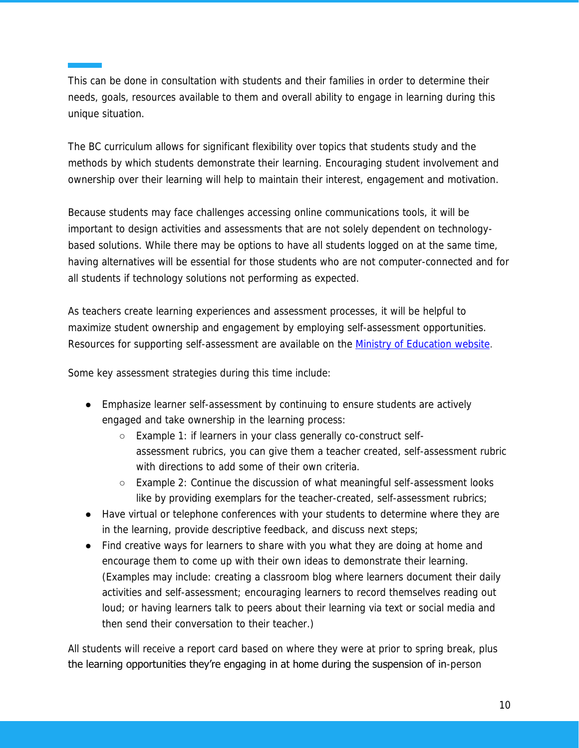This can be done in consultation with students and their families in order to determine their needs, goals, resources available to them and overall ability to engage in learning during this unique situation.

The BC curriculum allows for significant flexibility over topics that students study and the methods by which students demonstrate their learning. Encouraging student involvement and ownership over their learning will help to maintain their interest, engagement and motivation.

Because students may face challenges accessing online communications tools, it will be important to design activities and assessments that are not solely dependent on technology-based solutions. While there may be options to have all students logged on at the same time, having alternatives will be essential for those students who are not computer-connected and for all students if technology solutions not performing as expected.

As teachers create learning experiences and assessment processes, it will be helpful to maximize student ownership and engagement by employing self-assessment opportunities. Resources for supporting self-assessment are available on the [Ministry of Education website](#).

Some key assessment strategies during this time include:

- Emphasize learner self-assessment by continuing to ensure students are actively engaged and take ownership in the learning process:
  - Example 1: if learners in your class generally co-construct self-assessment rubrics, you can give them a teacher created, self-assessment rubric with directions to add some of their own criteria.
  - Example 2: Continue the discussion of what meaningful self-assessment looks like by providing exemplars for the teacher-created, self-assessment rubrics;
- Have virtual or telephone conferences with your students to determine where they are in the learning, provide descriptive feedback, and discuss next steps;
- Find creative ways for learners to share with you what they are doing at home and encourage them to come up with their own ideas to demonstrate their learning. (Examples may include: creating a classroom blog where learners document their daily activities and self-assessment; encouraging learners to record themselves reading out loud; or having learners talk to peers about their learning via text or social media and then send their conversation to their teacher.)

All students will receive a report card based on where they were at prior to spring break, plus the learning opportunities they're engaging in at home during the suspension of in-person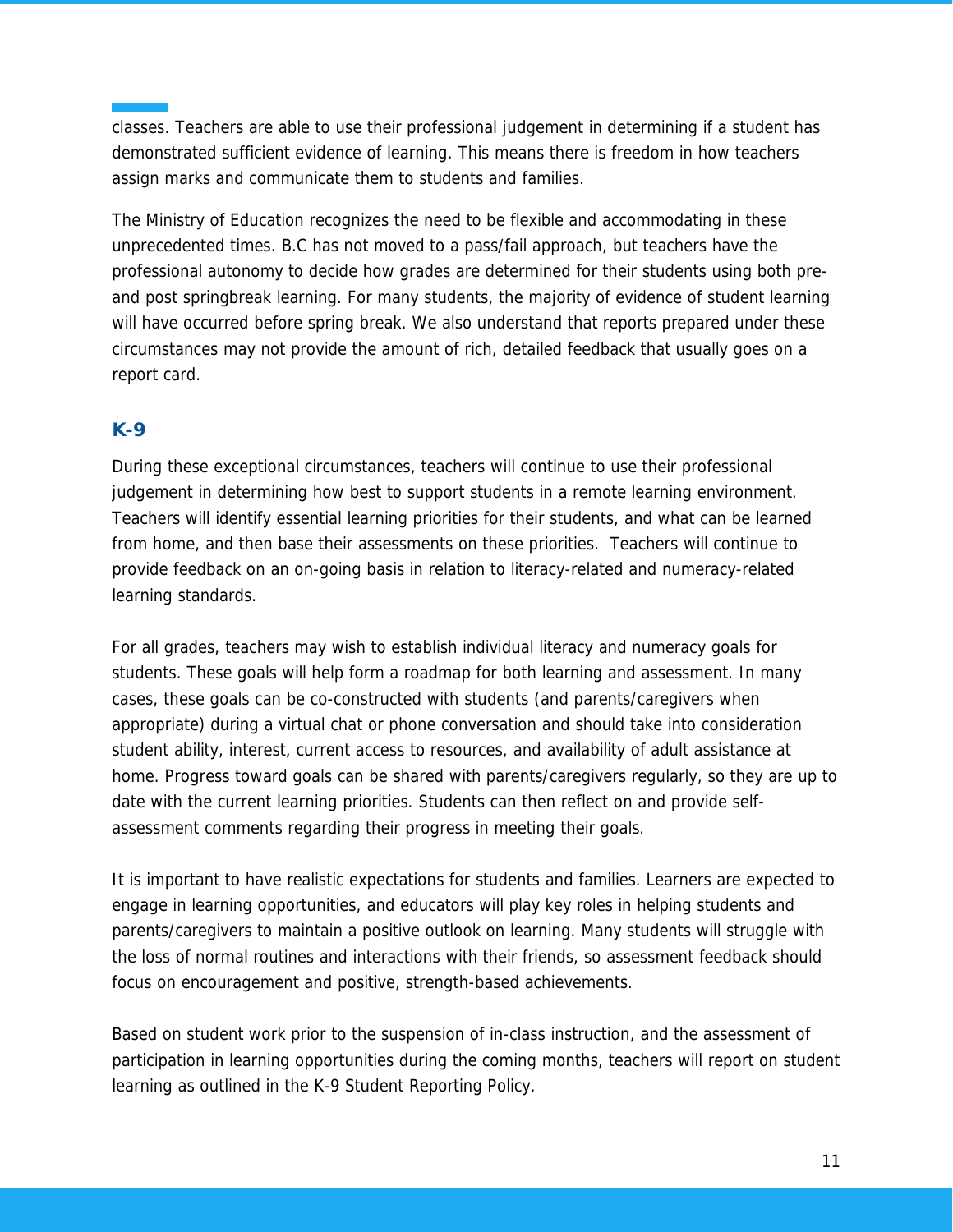classes. Teachers are able to use their professional judgement in determining if a student has demonstrated sufficient evidence of learning. This means there is freedom in how teachers assign marks and communicate them to students and families.

The Ministry of Education recognizes the need to be flexible and accommodating in these unprecedented times. B.C has not moved to a pass/fail approach, but teachers have the professional autonomy to decide how grades are determined for their students using both pre- and post springbreak learning. For many students, the majority of evidence of student learning will have occurred before spring break. We also understand that reports prepared under these circumstances may not provide the amount of rich, detailed feedback that usually goes on a report card.

## K-9

During these exceptional circumstances, teachers will continue to use their professional judgement in determining how best to support students in a remote learning environment. Teachers will identify essential learning priorities for their students, and what can be learned from home, and then base their assessments on these priorities. Teachers will continue to provide feedback on an on-going basis in relation to literacy-related and numeracy-related learning standards.

For all grades, teachers may wish to establish individual literacy and numeracy goals for students. These goals will help form a roadmap for both learning and assessment. In many cases, these goals can be co-constructed with students (and parents/caregivers when appropriate) during a virtual chat or phone conversation and should take into consideration student ability, interest, current access to resources, and availability of adult assistance at home. Progress toward goals can be shared with parents/caregivers regularly, so they are up to date with the current learning priorities. Students can then reflect on and provide self-assessment comments regarding their progress in meeting their goals.

It is important to have realistic expectations for students and families. Learners are expected to engage in learning opportunities, and educators will play key roles in helping students and parents/caregivers to maintain a positive outlook on learning. Many students will struggle with the loss of normal routines and interactions with their friends, so assessment feedback should focus on encouragement and positive, strength-based achievements.

Based on student work prior to the suspension of in-class instruction, and the assessment of participation in learning opportunities during the coming months, teachers will report on student learning as outlined in the K-9 Student Reporting Policy.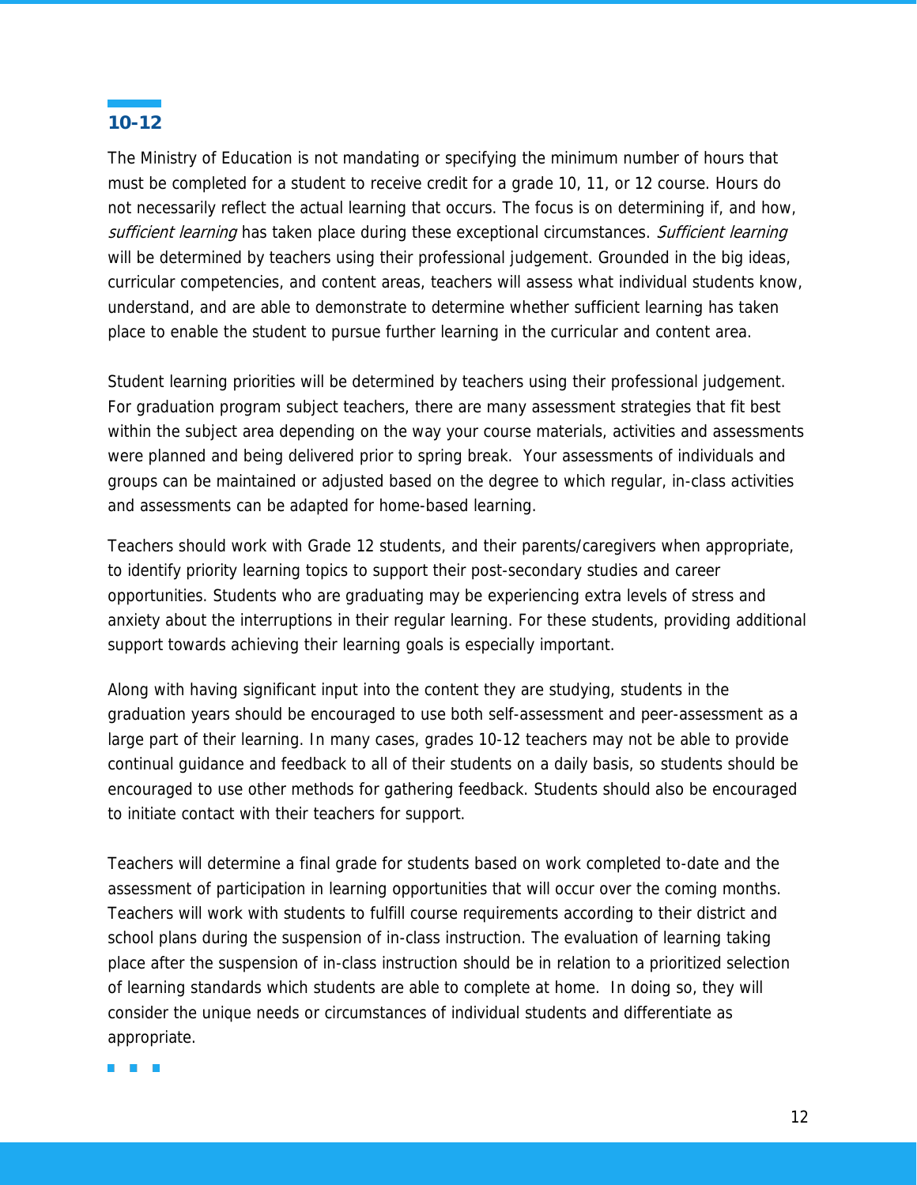## 10-12

The Ministry of Education is not mandating or specifying the minimum number of hours that must be completed for a student to receive credit for a grade 10, 11, or 12 course. Hours do not necessarily reflect the actual learning that occurs. The focus is on determining if, and how, *sufficient learning* has taken place during these exceptional circumstances. *Sufficient learning* will be determined by teachers using their professional judgement. Grounded in the big ideas, curricular competencies, and content areas, teachers will assess what individual students know, understand, and are able to demonstrate to determine whether sufficient learning has taken place to enable the student to pursue further learning in the curricular and content area.

Student learning priorities will be determined by teachers using their professional judgement. For graduation program subject teachers, there are many assessment strategies that fit best within the subject area depending on the way your course materials, activities and assessments were planned and being delivered prior to spring break. Your assessments of individuals and groups can be maintained or adjusted based on the degree to which regular, in-class activities and assessments can be adapted for home-based learning.

Teachers should work with Grade 12 students, and their parents/caregivers when appropriate, to identify priority learning topics to support their post-secondary studies and career opportunities. Students who are graduating may be experiencing extra levels of stress and anxiety about the interruptions in their regular learning. For these students, providing additional support towards achieving their learning goals is especially important.

Along with having significant input into the content they are studying, students in the graduation years should be encouraged to use both self-assessment and peer-assessment as a large part of their learning. In many cases, grades 10-12 teachers may not be able to provide continual guidance and feedback to all of their students on a daily basis, so students should be encouraged to use other methods for gathering feedback. Students should also be encouraged to initiate contact with their teachers for support.

Teachers will determine a final grade for students based on work completed to-date and the assessment of participation in learning opportunities that will occur over the coming months. Teachers will work with students to fulfill course requirements according to their district and school plans during the suspension of in-class instruction. The evaluation of learning taking place after the suspension of in-class instruction should be in relation to a prioritized selection of learning standards which students are able to complete at home. In doing so, they will consider the unique needs or circumstances of individual students and differentiate as appropriate.